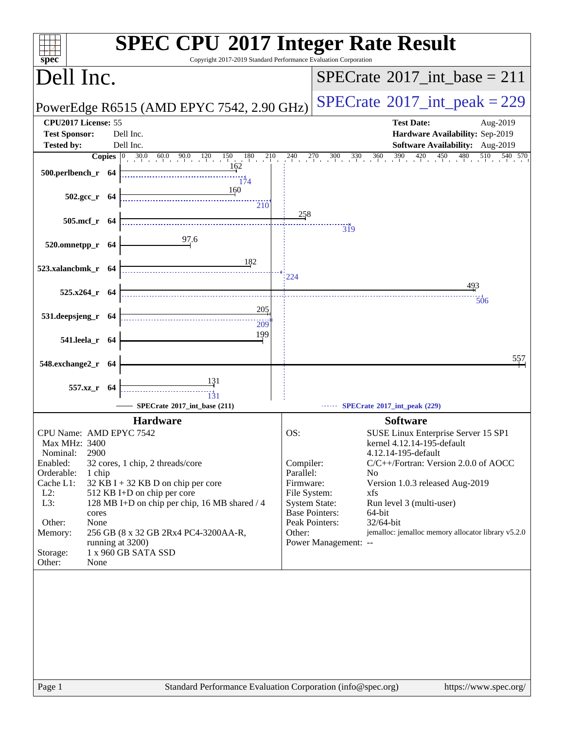# SPEC CPU 2017 Integer Rate Result

Copyright 2017-2019 Standard Performance Evaluation Corporation

## Dell Inc.

PowerEdge R6515 (AMD EPYC 7542, 2.90 GHz)

SPECrate 2017_int_base = 211

SPECrate 2017_int_peak = 229

**CPU2017 License:** 55
**Test Sponsor:** Dell Inc.
**Tested by:** Dell Inc.

**Test Date:** Aug-2019
**Hardware Availability:** Sep-2019
**Software Availability:** Aug-2019

| Benchmark | Copies | Base | Peak |
|---|---|---|---|
| 500.perlbench_r | 64 | 162 | 174 |
| 502.gcc_r | 64 | 160 | 210 |
| 505.mcf_r | 64 | 258 | 319 |
| 520.omnetpp_r | 64 | 97.6 | |
| 523.xalancbmk_r | 64 | 182 | 224 |
| 525.x264_r | 64 | 493 | 506 |
| 531.deepsjeng_r | 64 | 205 | 209 |
| 541.leela_r | 64 | 199 | |
| 548.exchange2_r | 64 | 557 | |
| 557.xz_r | 64 | 131 | 131 |

SPECrate 2017_int_base (211)    SPECrate 2017_int_peak (229)

### Hardware

| | |
|---|---|
| CPU Name: | AMD EPYC 7542 |
| Max MHz: | 3400 |
| Nominal: | 2900 |
| Enabled: | 32 cores, 1 chip, 2 threads/core |
| Orderable: | 1 chip |
| Cache L1: | 32 KB I + 32 KB D on chip per core |
| L2: | 512 KB I+D on chip per core |
| L3: | 128 MB I+D on chip per chip, 16 MB shared / 4 cores |
| Other: | None |
| Memory: | 256 GB (8 x 32 GB 2Rx4 PC4-3200AA-R, running at 3200) |
| Storage: | 1 x 960 GB SATA SSD |
| Other: | None |

### Software

| | |
|---|---|
| OS: | SUSE Linux Enterprise Server 15 SP1 kernel 4.12.14-195-default 4.12.14-195-default |
| Compiler: | C/C++/Fortran: Version 2.0.0 of AOCC |
| Parallel: | No |
| Firmware: | Version 1.0.3 released Aug-2019 |
| File System: | xfs |
| System State: | Run level 3 (multi-user) |
| Base Pointers: | 64-bit |
| Peak Pointers: | 32/64-bit |
| Other: | jemalloc: jemalloc memory allocator library v5.2.0 |
| Power Management: | -- |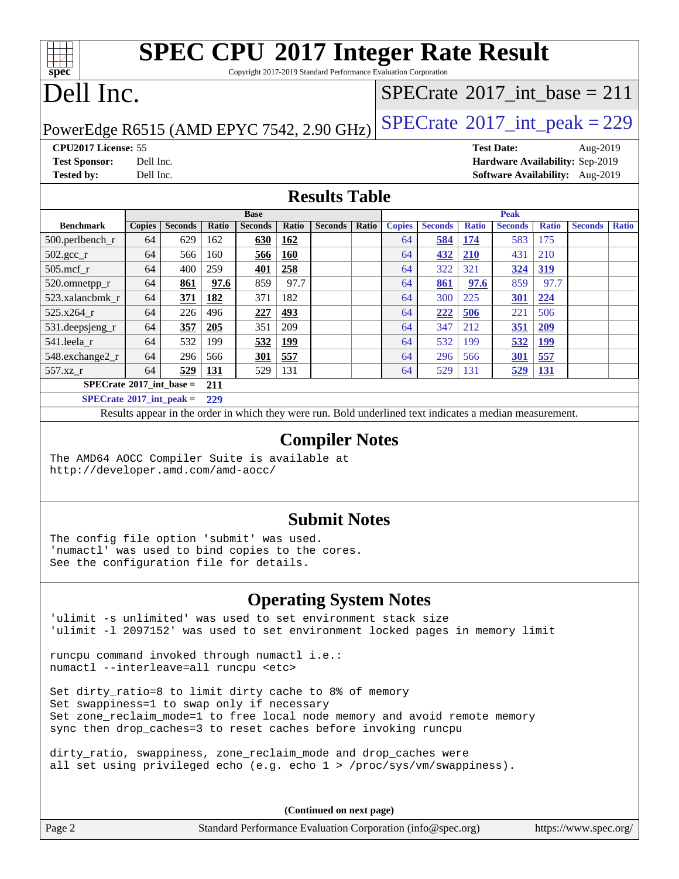# SPEC CPU 2017 Integer Rate Result

Copyright 2017-2019 Standard Performance Evaluation Corporation

# Dell Inc.

PowerEdge R6515 (AMD EPYC 7542, 2.90 GHz)

SPECrate 2017_int_base = 211

SPECrate 2017_int_peak = 229

**CPU2017 License:** 55 | **Test Date:** Aug-2019
**Test Sponsor:** Dell Inc. | **Hardware Availability:** Sep-2019
**Tested by:** Dell Inc. | **Software Availability:** Aug-2019

## Results Table

| Benchmark | Base | | | | | | | Peak | | | | | | |
|---|---|---|---|---|---|---|---|---|---|---|---|---|---|---|
| | Copies | Seconds | Ratio | Seconds | Ratio | Seconds | Ratio | Copies | Seconds | Ratio | Seconds | Ratio | Seconds | Ratio |
| 500.perlbench_r | 64 | 629 | 162 | **630** | **162** | | | 64 | **584** | **174** | 583 | 175 | | |
| 502.gcc_r | 64 | 566 | 160 | **566** | **160** | | | 64 | **432** | **210** | 431 | 210 | | |
| 505.mcf_r | 64 | 400 | 259 | **401** | **258** | | | 64 | 322 | 321 | **324** | **319** | | |
| 520.omnetpp_r | 64 | **861** | **97.6** | 859 | 97.7 | | | 64 | **861** | **97.6** | 859 | 97.7 | | |
| 523.xalancbmk_r | 64 | **371** | **182** | 371 | 182 | | | 64 | 300 | 225 | **301** | **224** | | |
| 525.x264_r | 64 | 226 | 496 | **227** | **493** | | | 64 | **222** | **506** | 221 | 506 | | |
| 531.deepsjeng_r | 64 | **357** | **205** | 351 | 209 | | | 64 | 347 | 212 | **351** | **209** | | |
| 541.leela_r | 64 | 532 | 199 | **532** | **199** | | | 64 | 532 | 199 | **532** | **199** | | |
| 548.exchange2_r | 64 | 296 | 566 | **301** | **557** | | | 64 | 296 | 566 | **301** | **557** | | |
| 557.xz_r | 64 | **529** | **131** | 529 | 131 | | | 64 | 529 | 131 | **529** | **131** | | |

**SPECrate 2017_int_base = 211**

**SPECrate 2017_int_peak = 229**

Results appear in the order in which they were run. Bold underlined text indicates a median measurement.

## Compiler Notes

```
The AMD64 AOCC Compiler Suite is available at
http://developer.amd.com/amd-aocc/
```

## Submit Notes

```
The config file option 'submit' was used.
'numactl' was used to bind copies to the cores.
See the configuration file for details.
```

## Operating System Notes

```
'ulimit -s unlimited' was used to set environment stack size
'ulimit -l 2097152' was used to set environment locked pages in memory limit

runcpu command invoked through numactl i.e.:
numactl --interleave=all runcpu <etc>

Set dirty_ratio=8 to limit dirty cache to 8% of memory
Set swappiness=1 to swap only if necessary
Set zone_reclaim_mode=1 to free local node memory and avoid remote memory
sync then drop_caches=3 to reset caches before invoking runcpu

dirty_ratio, swappiness, zone_reclaim_mode and drop_caches were
all set using privileged echo (e.g. echo 1 > /proc/sys/vm/swappiness).
```

(Continued on next page)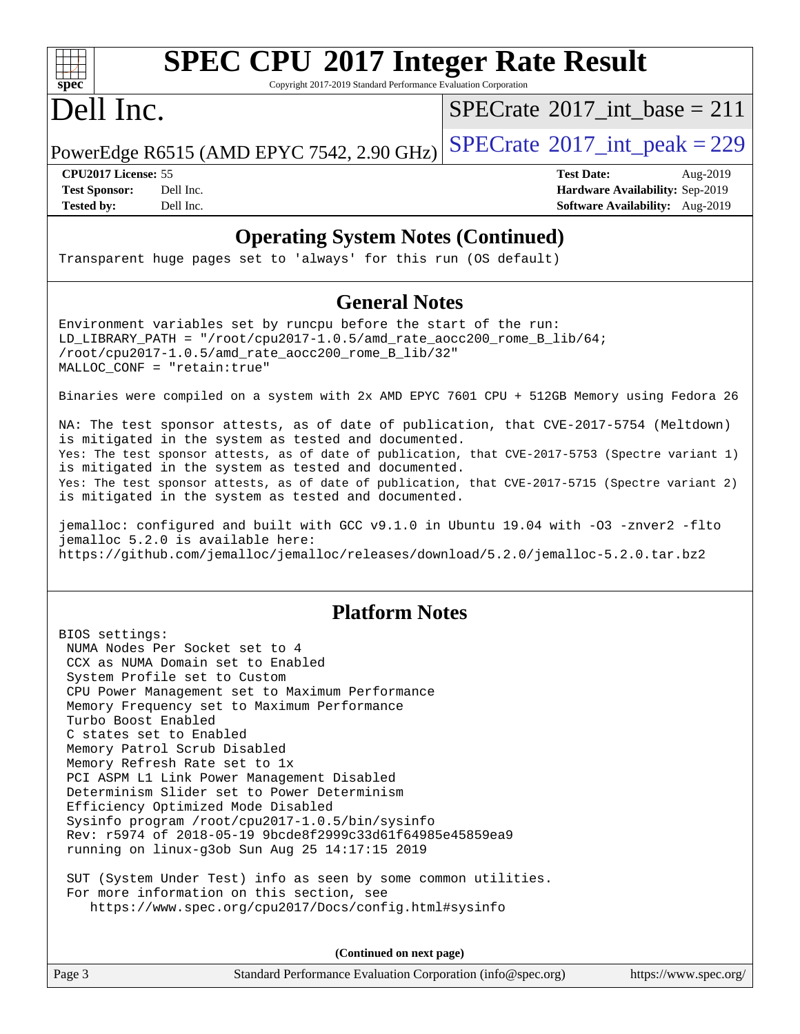## Operating System Notes (Continued)

```
Transparent huge pages set to 'always' for this run (OS default)
```

## General Notes

```
Environment variables set by runcpu before the start of the run:
LD_LIBRARY_PATH = "/root/cpu2017-1.0.5/amd_rate_aocc200_rome_B_lib/64;
/root/cpu2017-1.0.5/amd_rate_aocc200_rome_B_lib/32"
MALLOC_CONF = "retain:true"

Binaries were compiled on a system with 2x AMD EPYC 7601 CPU + 512GB Memory using Fedora 26

NA: The test sponsor attests, as of date of publication, that CVE-2017-5754 (Meltdown)
is mitigated in the system as tested and documented.
Yes: The test sponsor attests, as of date of publication, that CVE-2017-5753 (Spectre variant 1)
is mitigated in the system as tested and documented.
Yes: The test sponsor attests, as of date of publication, that CVE-2017-5715 (Spectre variant 2)
is mitigated in the system as tested and documented.

jemalloc: configured and built with GCC v9.1.0 in Ubuntu 19.04 with -O3 -znver2 -flto
jemalloc 5.2.0 is available here:
https://github.com/jemalloc/jemalloc/releases/download/5.2.0/jemalloc-5.2.0.tar.bz2
```

## Platform Notes

```
BIOS settings:
 NUMA Nodes Per Socket set to 4
 CCX as NUMA Domain set to Enabled
 System Profile set to Custom
 CPU Power Management set to Maximum Performance
 Memory Frequency set to Maximum Performance
 Turbo Boost Enabled
 C states set to Enabled
 Memory Patrol Scrub Disabled
 Memory Refresh Rate set to 1x
 PCI ASPM L1 Link Power Management Disabled
 Determinism Slider set to Power Determinism
 Efficiency Optimized Mode Disabled
 Sysinfo program /root/cpu2017-1.0.5/bin/sysinfo
 Rev: r5974 of 2018-05-19 9bcde8f2999c33d61f64985e45859ea9
 running on linux-g3ob Sun Aug 25 14:17:15 2019

 SUT (System Under Test) info as seen by some common utilities.
 For more information on this section, see
    https://www.spec.org/cpu2017/Docs/config.html#sysinfo
```

**(Continued on next page)**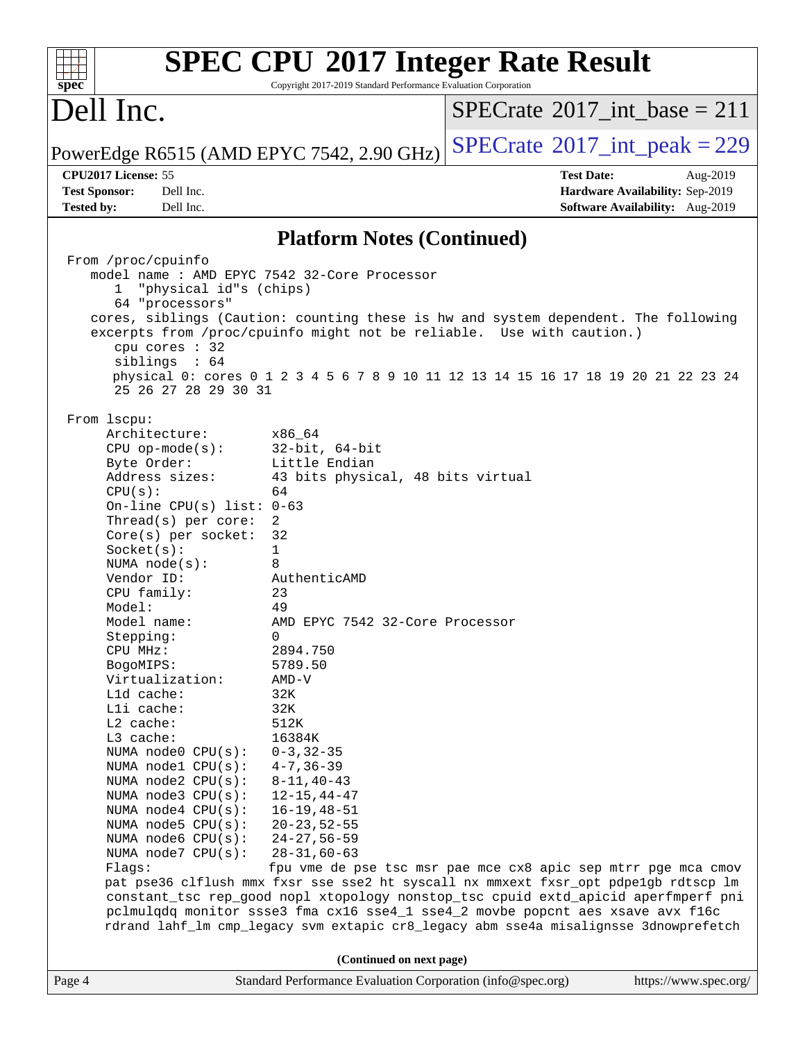## Platform Notes (Continued)

```
From /proc/cpuinfo
   model name : AMD EPYC 7542 32-Core Processor
      1  "physical id"s (chips)
      64 "processors"
   cores, siblings (Caution: counting these is hw and system dependent. The following
   excerpts from /proc/cpuinfo might not be reliable.  Use with caution.)
      cpu cores : 32
      siblings  : 64
      physical 0: cores 0 1 2 3 4 5 6 7 8 9 10 11 12 13 14 15 16 17 18 19 20 21 22 23 24
      25 26 27 28 29 30 31

From lscpu:
     Architecture:        x86_64
     CPU op-mode(s):      32-bit, 64-bit
     Byte Order:          Little Endian
     Address sizes:       43 bits physical, 48 bits virtual
     CPU(s):              64
     On-line CPU(s) list: 0-63
     Thread(s) per core:  2
     Core(s) per socket:  32
     Socket(s):           1
     NUMA node(s):        8
     Vendor ID:           AuthenticAMD
     CPU family:          23
     Model:               49
     Model name:          AMD EPYC 7542 32-Core Processor
     Stepping:            0
     CPU MHz:             2894.750
     BogoMIPS:            5789.50
     Virtualization:      AMD-V
     L1d cache:           32K
     L1i cache:           32K
     L2 cache:            512K
     L3 cache:            16384K
     NUMA node0 CPU(s):   0-3,32-35
     NUMA node1 CPU(s):   4-7,36-39
     NUMA node2 CPU(s):   8-11,40-43
     NUMA node3 CPU(s):   12-15,44-47
     NUMA node4 CPU(s):   16-19,48-51
     NUMA node5 CPU(s):   20-23,52-55
     NUMA node6 CPU(s):   24-27,56-59
     NUMA node7 CPU(s):   28-31,60-63
     Flags:               fpu vme de pse tsc msr pae mce cx8 apic sep mtrr pge mca cmov
     pat pse36 clflush mmx fxsr sse sse2 ht syscall nx mmxext fxsr_opt pdpe1gb rdtscp lm
     constant_tsc rep_good nopl xtopology nonstop_tsc cpuid extd_apicid aperfmperf pni
     pclmulqdq monitor ssse3 fma cx16 sse4_1 sse4_2 movbe popcnt aes xsave avx f16c
     rdrand lahf_lm cmp_legacy svm extapic cr8_legacy abm sse4a misalignsse 3dnowprefetch
```

(Continued on next page)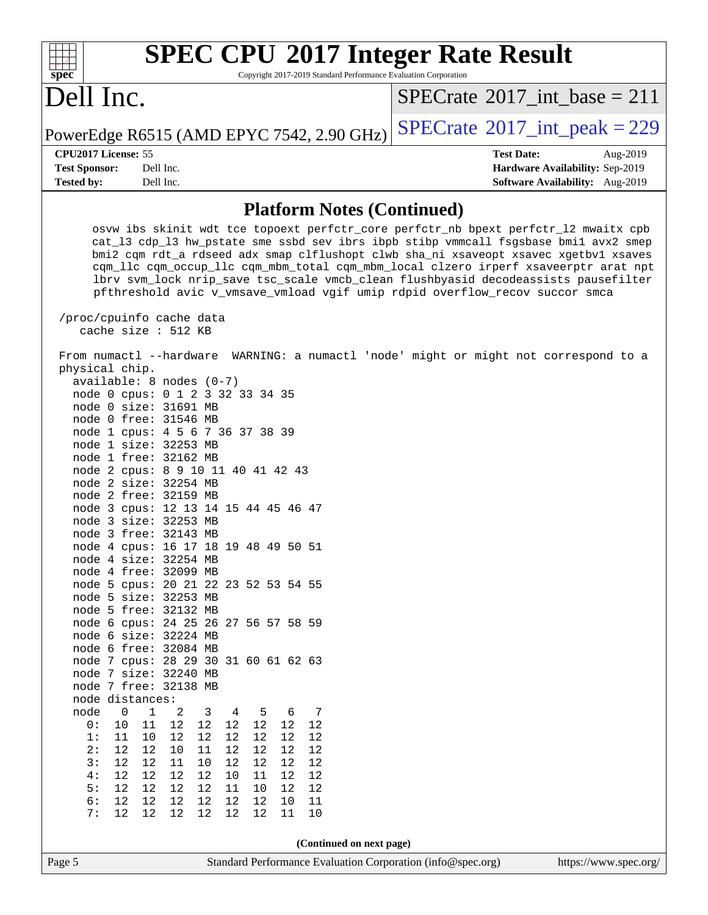## Platform Notes (Continued)

```
      osvw ibs skinit wdt tce topoext perfctr_core perfctr_nb bpext perfctr_l2 mwaitx cpb
      cat_l3 cdp_l3 hw_pstate sme ssbd sev ibrs ibpb stibp vmmcall fsgsbase bmi1 avx2 smep
      bmi2 cqm rdt_a rdseed adx smap clflushopt clwb sha_ni xsaveopt xsavec xgetbv1 xsaves
      cqm_llc cqm_occup_llc cqm_mbm_total cqm_mbm_local clzero irperf xsaveerptr arat npt
      lbrv svm_lock nrip_save tsc_scale vmcb_clean flushbyasid decodeassists pausefilter
      pfthreshold avic v_vmsave_vmload vgif umip rdpid overflow_recov succor smca

 /proc/cpuinfo cache data
    cache size : 512 KB

From numactl --hardware  WARNING: a numactl 'node' might or might not correspond to a
physical chip.
  available: 8 nodes (0-7)
  node 0 cpus: 0 1 2 3 32 33 34 35
  node 0 size: 31691 MB
  node 0 free: 31546 MB
  node 1 cpus: 4 5 6 7 36 37 38 39
  node 1 size: 32253 MB
  node 1 free: 32162 MB
  node 2 cpus: 8 9 10 11 40 41 42 43
  node 2 size: 32254 MB
  node 2 free: 32159 MB
  node 3 cpus: 12 13 14 15 44 45 46 47
  node 3 size: 32253 MB
  node 3 free: 32143 MB
  node 4 cpus: 16 17 18 19 48 49 50 51
  node 4 size: 32254 MB
  node 4 free: 32099 MB
  node 5 cpus: 20 21 22 23 52 53 54 55
  node 5 size: 32253 MB
  node 5 free: 32132 MB
  node 6 cpus: 24 25 26 27 56 57 58 59
  node 6 size: 32224 MB
  node 6 free: 32084 MB
  node 7 cpus: 28 29 30 31 60 61 62 63
  node 7 size: 32240 MB
  node 7 free: 32138 MB
  node distances:
  node   0   1   2   3   4   5   6   7
    0:  10  11  12  12  12  12  12  12
    1:  11  10  12  12  12  12  12  12
    2:  12  12  10  11  12  12  12  12
    3:  12  12  11  10  12  12  12  12
    4:  12  12  12  12  10  11  12  12
    5:  12  12  12  12  11  10  12  12
    6:  12  12  12  12  12  12  10  11
    7:  12  12  12  12  12  12  11  10
```

**(Continued on next page)**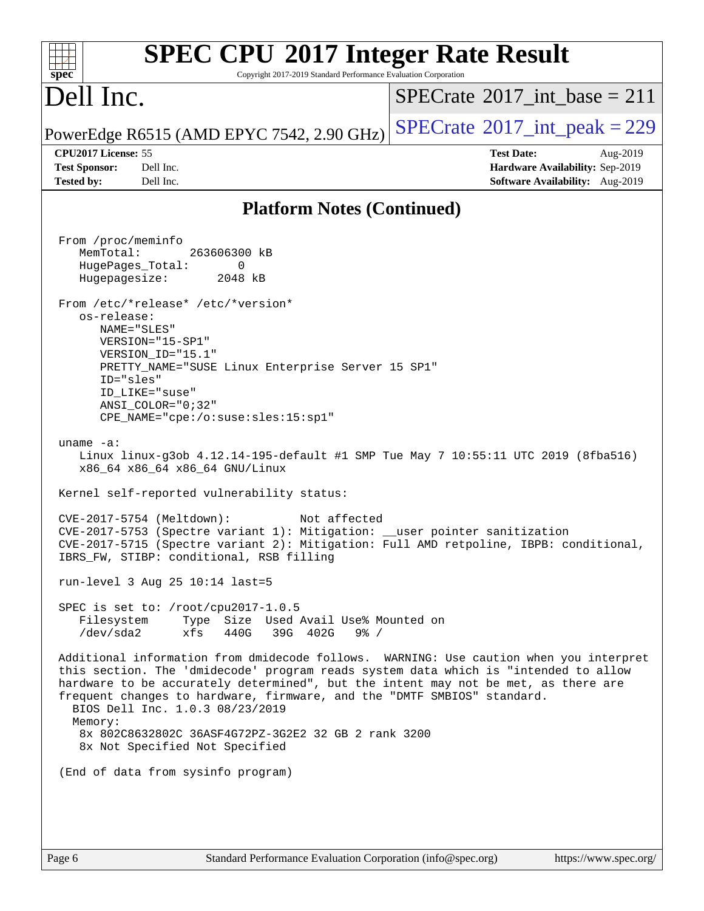## Platform Notes (Continued)

```
From /proc/meminfo
   MemTotal:       263606300 kB
   HugePages_Total:       0
   Hugepagesize:       2048 kB

From /etc/*release* /etc/*version*
   os-release:
      NAME="SLES"
      VERSION="15-SP1"
      VERSION_ID="15.1"
      PRETTY_NAME="SUSE Linux Enterprise Server 15 SP1"
      ID="sles"
      ID_LIKE="suse"
      ANSI_COLOR="0;32"
      CPE_NAME="cpe:/o:suse:sles:15:sp1"

uname -a:
   Linux linux-g3ob 4.12.14-195-default #1 SMP Tue May 7 10:55:11 UTC 2019 (8fba516)
   x86_64 x86_64 x86_64 GNU/Linux

Kernel self-reported vulnerability status:

CVE-2017-5754 (Meltdown):          Not affected
CVE-2017-5753 (Spectre variant 1): Mitigation: __user pointer sanitization
CVE-2017-5715 (Spectre variant 2): Mitigation: Full AMD retpoline, IBPB: conditional,
IBRS_FW, STIBP: conditional, RSB filling

run-level 3 Aug 25 10:14 last=5

SPEC is set to: /root/cpu2017-1.0.5
   Filesystem     Type  Size  Used Avail Use% Mounted on
   /dev/sda2      xfs   440G   39G  402G   9% /

Additional information from dmidecode follows.  WARNING: Use caution when you interpret
this section. The 'dmidecode' program reads system data which is "intended to allow
hardware to be accurately determined", but the intent may not be met, as there are
frequent changes to hardware, firmware, and the "DMTF SMBIOS" standard.
  BIOS Dell Inc. 1.0.3 08/23/2019
  Memory:
   8x 802C8632802C 36ASF4G72PZ-3G2E2 32 GB 2 rank 3200
   8x Not Specified Not Specified

(End of data from sysinfo program)
```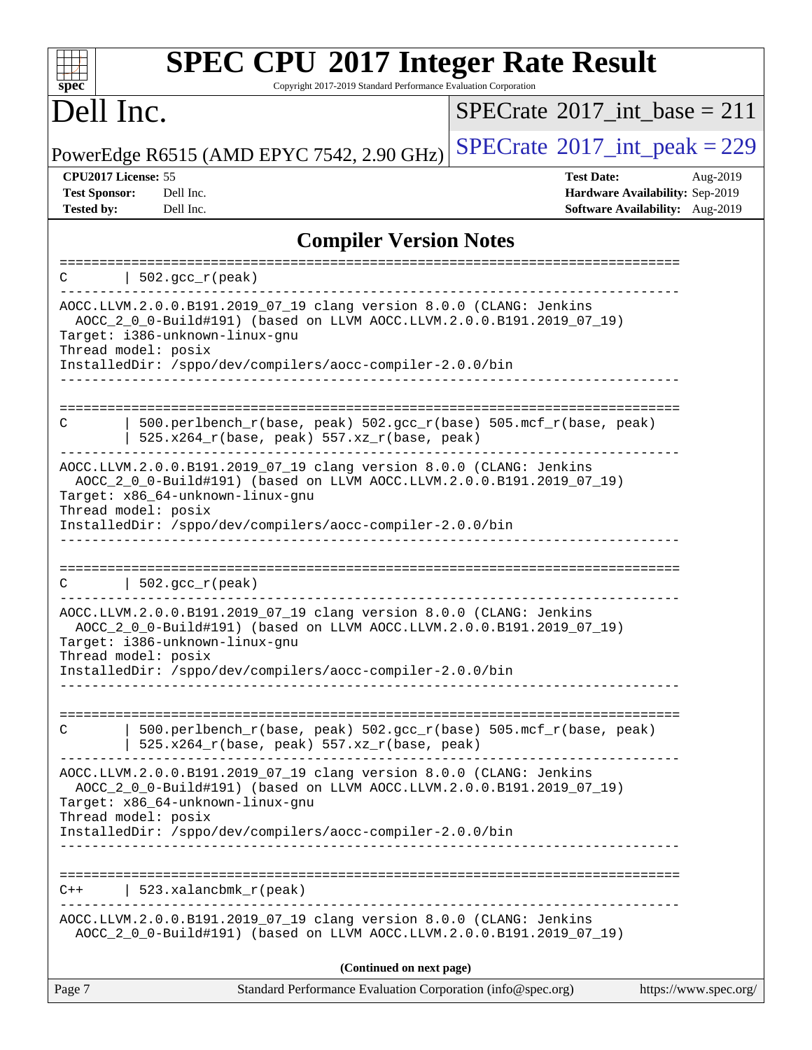## Compiler Version Notes

```
==============================================================================
C       | 502.gcc_r(peak)
------------------------------------------------------------------------------
AOCC.LLVM.2.0.0.B191.2019_07_19 clang version 8.0.0 (CLANG: Jenkins
  AOCC_2_0_0-Build#191) (based on LLVM AOCC.LLVM.2.0.0.B191.2019_07_19)
Target: i386-unknown-linux-gnu
Thread model: posix
InstalledDir: /sppo/dev/compilers/aocc-compiler-2.0.0/bin
------------------------------------------------------------------------------

==============================================================================
C       | 500.perlbench_r(base, peak) 502.gcc_r(base) 505.mcf_r(base, peak)
        | 525.x264_r(base, peak) 557.xz_r(base, peak)
------------------------------------------------------------------------------
AOCC.LLVM.2.0.0.B191.2019_07_19 clang version 8.0.0 (CLANG: Jenkins
  AOCC_2_0_0-Build#191) (based on LLVM AOCC.LLVM.2.0.0.B191.2019_07_19)
Target: x86_64-unknown-linux-gnu
Thread model: posix
InstalledDir: /sppo/dev/compilers/aocc-compiler-2.0.0/bin
------------------------------------------------------------------------------

==============================================================================
C       | 502.gcc_r(peak)
------------------------------------------------------------------------------
AOCC.LLVM.2.0.0.B191.2019_07_19 clang version 8.0.0 (CLANG: Jenkins
  AOCC_2_0_0-Build#191) (based on LLVM AOCC.LLVM.2.0.0.B191.2019_07_19)
Target: i386-unknown-linux-gnu
Thread model: posix
InstalledDir: /sppo/dev/compilers/aocc-compiler-2.0.0/bin
------------------------------------------------------------------------------

==============================================================================
C       | 500.perlbench_r(base, peak) 502.gcc_r(base) 505.mcf_r(base, peak)
        | 525.x264_r(base, peak) 557.xz_r(base, peak)
------------------------------------------------------------------------------
AOCC.LLVM.2.0.0.B191.2019_07_19 clang version 8.0.0 (CLANG: Jenkins
  AOCC_2_0_0-Build#191) (based on LLVM AOCC.LLVM.2.0.0.B191.2019_07_19)
Target: x86_64-unknown-linux-gnu
Thread model: posix
InstalledDir: /sppo/dev/compilers/aocc-compiler-2.0.0/bin
------------------------------------------------------------------------------

==============================================================================
C++     | 523.xalancbmk_r(peak)
------------------------------------------------------------------------------
AOCC.LLVM.2.0.0.B191.2019_07_19 clang version 8.0.0 (CLANG: Jenkins
  AOCC_2_0_0-Build#191) (based on LLVM AOCC.LLVM.2.0.0.B191.2019_07_19)
```

**(Continued on next page)**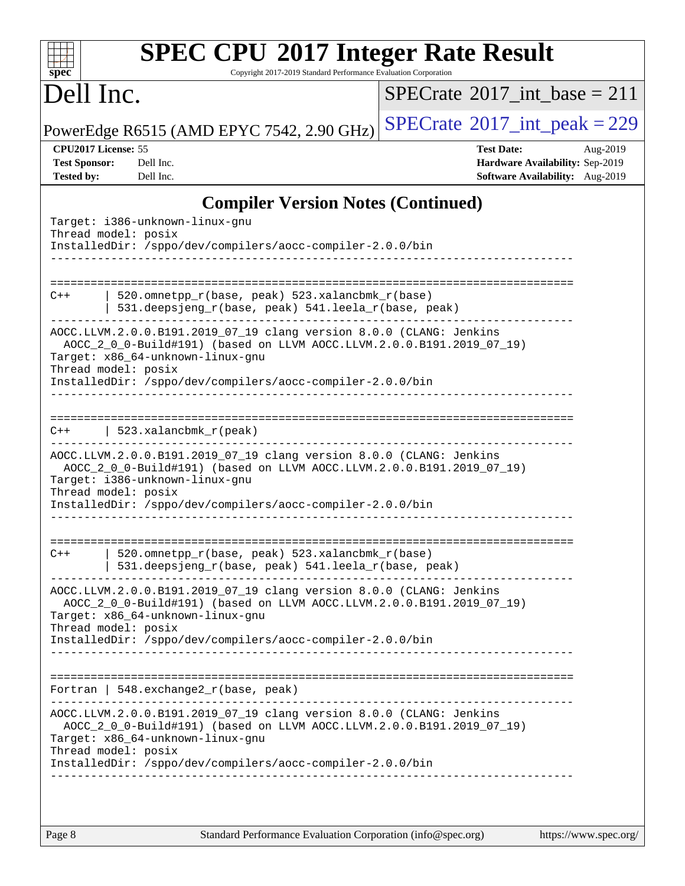## Compiler Version Notes (Continued)

```
Target: i386-unknown-linux-gnu
Thread model: posix
InstalledDir: /sppo/dev/compilers/aocc-compiler-2.0.0/bin
------------------------------------------------------------------------------

==============================================================================
C++      | 520.omnetpp_r(base, peak) 523.xalancbmk_r(base)
         | 531.deepsjeng_r(base, peak) 541.leela_r(base, peak)
------------------------------------------------------------------------------
AOCC.LLVM.2.0.0.B191.2019_07_19 clang version 8.0.0 (CLANG: Jenkins
  AOCC_2_0_0-Build#191) (based on LLVM AOCC.LLVM.2.0.0.B191.2019_07_19)
Target: x86_64-unknown-linux-gnu
Thread model: posix
InstalledDir: /sppo/dev/compilers/aocc-compiler-2.0.0/bin
------------------------------------------------------------------------------

==============================================================================
C++      | 523.xalancbmk_r(peak)
------------------------------------------------------------------------------
AOCC.LLVM.2.0.0.B191.2019_07_19 clang version 8.0.0 (CLANG: Jenkins
  AOCC_2_0_0-Build#191) (based on LLVM AOCC.LLVM.2.0.0.B191.2019_07_19)
Target: i386-unknown-linux-gnu
Thread model: posix
InstalledDir: /sppo/dev/compilers/aocc-compiler-2.0.0/bin
------------------------------------------------------------------------------

==============================================================================
C++      | 520.omnetpp_r(base, peak) 523.xalancbmk_r(base)
         | 531.deepsjeng_r(base, peak) 541.leela_r(base, peak)
------------------------------------------------------------------------------
AOCC.LLVM.2.0.0.B191.2019_07_19 clang version 8.0.0 (CLANG: Jenkins
  AOCC_2_0_0-Build#191) (based on LLVM AOCC.LLVM.2.0.0.B191.2019_07_19)
Target: x86_64-unknown-linux-gnu
Thread model: posix
InstalledDir: /sppo/dev/compilers/aocc-compiler-2.0.0/bin
------------------------------------------------------------------------------

==============================================================================
Fortran | 548.exchange2_r(base, peak)
------------------------------------------------------------------------------
AOCC.LLVM.2.0.0.B191.2019_07_19 clang version 8.0.0 (CLANG: Jenkins
  AOCC_2_0_0-Build#191) (based on LLVM AOCC.LLVM.2.0.0.B191.2019_07_19)
Target: x86_64-unknown-linux-gnu
Thread model: posix
InstalledDir: /sppo/dev/compilers/aocc-compiler-2.0.0/bin
------------------------------------------------------------------------------
```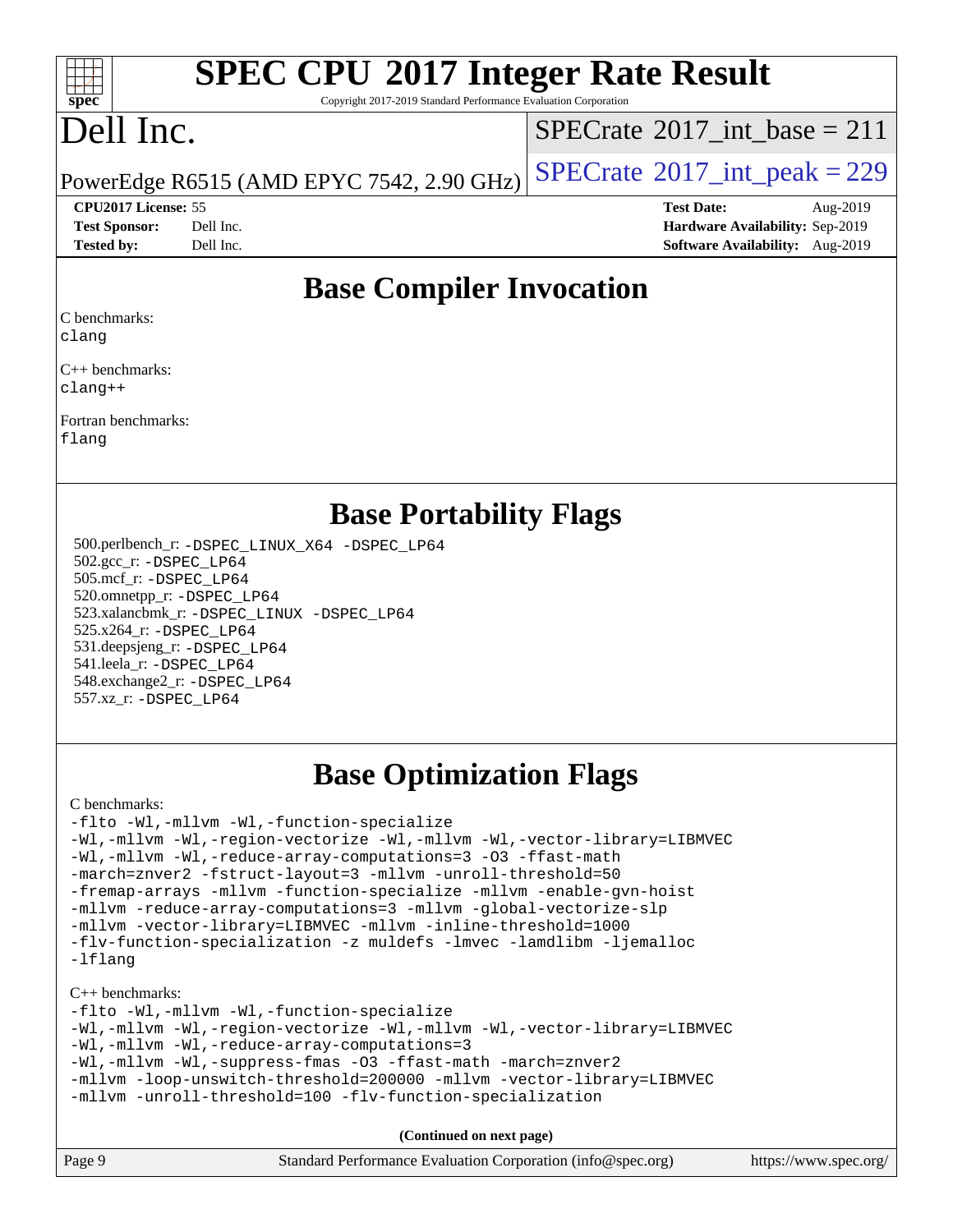# SPEC CPU 2017 Integer Rate Result

Copyright 2017-2019 Standard Performance Evaluation Corporation

# Dell Inc.

PowerEdge R6515 (AMD EPYC 7542, 2.90 GHz)

SPECrate 2017_int_base = 211

SPECrate 2017_int_peak = 229

**CPU2017 License:** 55
**Test Sponsor:** Dell Inc.
**Tested by:** Dell Inc.

**Test Date:** Aug-2019
**Hardware Availability:** Sep-2019
**Software Availability:** Aug-2019

## Base Compiler Invocation

C benchmarks:
```
clang
```

C++ benchmarks:
```
clang++
```

Fortran benchmarks:
```
flang
```

## Base Portability Flags

500.perlbench_r: `-DSPEC_LINUX_X64 -DSPEC_LP64`
502.gcc_r: `-DSPEC_LP64`
505.mcf_r: `-DSPEC_LP64`
520.omnetpp_r: `-DSPEC_LP64`
523.xalancbmk_r: `-DSPEC_LINUX -DSPEC_LP64`
525.x264_r: `-DSPEC_LP64`
531.deepsjeng_r: `-DSPEC_LP64`
541.leela_r: `-DSPEC_LP64`
548.exchange2_r: `-DSPEC_LP64`
557.xz_r: `-DSPEC_LP64`

## Base Optimization Flags

C benchmarks:
```
-flto -Wl,-mllvm -Wl,-function-specialize
-Wl,-mllvm -Wl,-region-vectorize -Wl,-mllvm -Wl,-vector-library=LIBMVEC
-Wl,-mllvm -Wl,-reduce-array-computations=3 -O3 -ffast-math
-march=znver2 -fstruct-layout=3 -mllvm -unroll-threshold=50
-fremap-arrays -mllvm -function-specialize -mllvm -enable-gvn-hoist
-mllvm -reduce-array-computations=3 -mllvm -global-vectorize-slp
-mllvm -vector-library=LIBMVEC -mllvm -inline-threshold=1000
-flv-function-specialization -z muldefs -lmvec -lamdlibm -ljemalloc
-lflang
```

C++ benchmarks:
```
-flto -Wl,-mllvm -Wl,-function-specialize
-Wl,-mllvm -Wl,-region-vectorize -Wl,-mllvm -Wl,-vector-library=LIBMVEC
-Wl,-mllvm -Wl,-reduce-array-computations=3
-Wl,-mllvm -Wl,-suppress-fmas -O3 -ffast-math -march=znver2
-mllvm -loop-unswitch-threshold=200000 -mllvm -vector-library=LIBMVEC
-mllvm -unroll-threshold=100 -flv-function-specialization
```

**(Continued on next page)**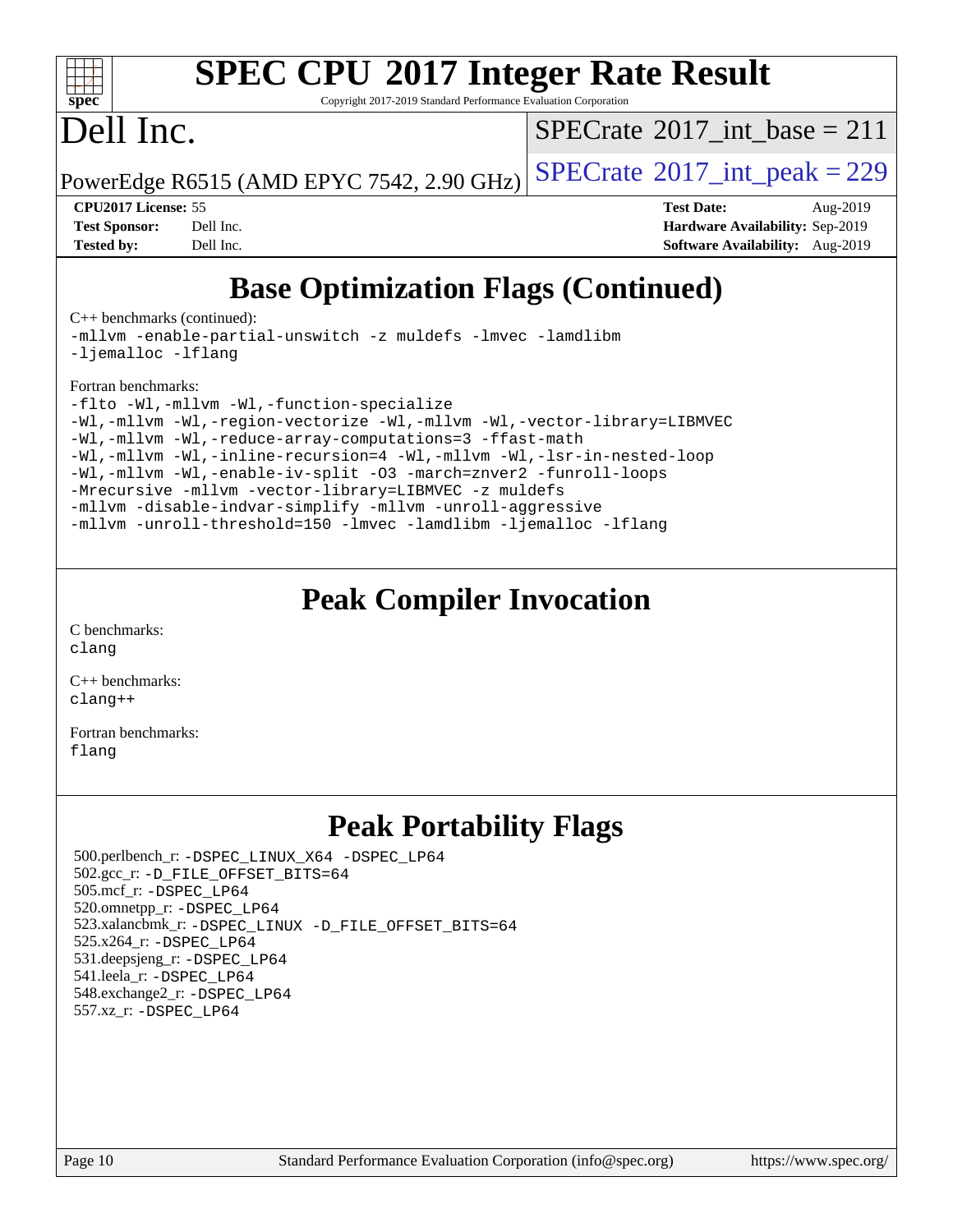# SPEC CPU 2017 Integer Rate Result

Copyright 2017-2019 Standard Performance Evaluation Corporation

# Dell Inc.

PowerEdge R6515 (AMD EPYC 7542, 2.90 GHz)

SPECrate 2017_int_base = 211

SPECrate 2017_int_peak = 229

**CPU2017 License:** 55
**Test Sponsor:** Dell Inc.
**Tested by:** Dell Inc.

**Test Date:** Aug-2019
**Hardware Availability:** Sep-2019
**Software Availability:** Aug-2019

## Base Optimization Flags (Continued)

C++ benchmarks (continued):

```
-mllvm -enable-partial-unswitch -z muldefs -lmvec -lamdlibm
-ljemalloc -lflang
```

Fortran benchmarks:

```
-flto -Wl,-mllvm -Wl,-function-specialize
-Wl,-mllvm -Wl,-region-vectorize -Wl,-mllvm -Wl,-vector-library=LIBMVEC
-Wl,-mllvm -Wl,-reduce-array-computations=3 -ffast-math
-Wl,-mllvm -Wl,-inline-recursion=4 -Wl,-mllvm -Wl,-lsr-in-nested-loop
-Wl,-mllvm -Wl,-enable-iv-split -O3 -march=znver2 -funroll-loops
-Mrecursive -mllvm -vector-library=LIBMVEC -z muldefs
-mllvm -disable-indvar-simplify -mllvm -unroll-aggressive
-mllvm -unroll-threshold=150 -lmvec -lamdlibm -ljemalloc -lflang
```

## Peak Compiler Invocation

C benchmarks:
`clang`

C++ benchmarks:
`clang++`

Fortran benchmarks:
`flang`

## Peak Portability Flags

500.perlbench_r: `-DSPEC_LINUX_X64 -DSPEC_LP64`
502.gcc_r: `-D_FILE_OFFSET_BITS=64`
505.mcf_r: `-DSPEC_LP64`
520.omnetpp_r: `-DSPEC_LP64`
523.xalancbmk_r: `-DSPEC_LINUX -D_FILE_OFFSET_BITS=64`
525.x264_r: `-DSPEC_LP64`
531.deepsjeng_r: `-DSPEC_LP64`
541.leela_r: `-DSPEC_LP64`
548.exchange2_r: `-DSPEC_LP64`
557.xz_r: `-DSPEC_LP64`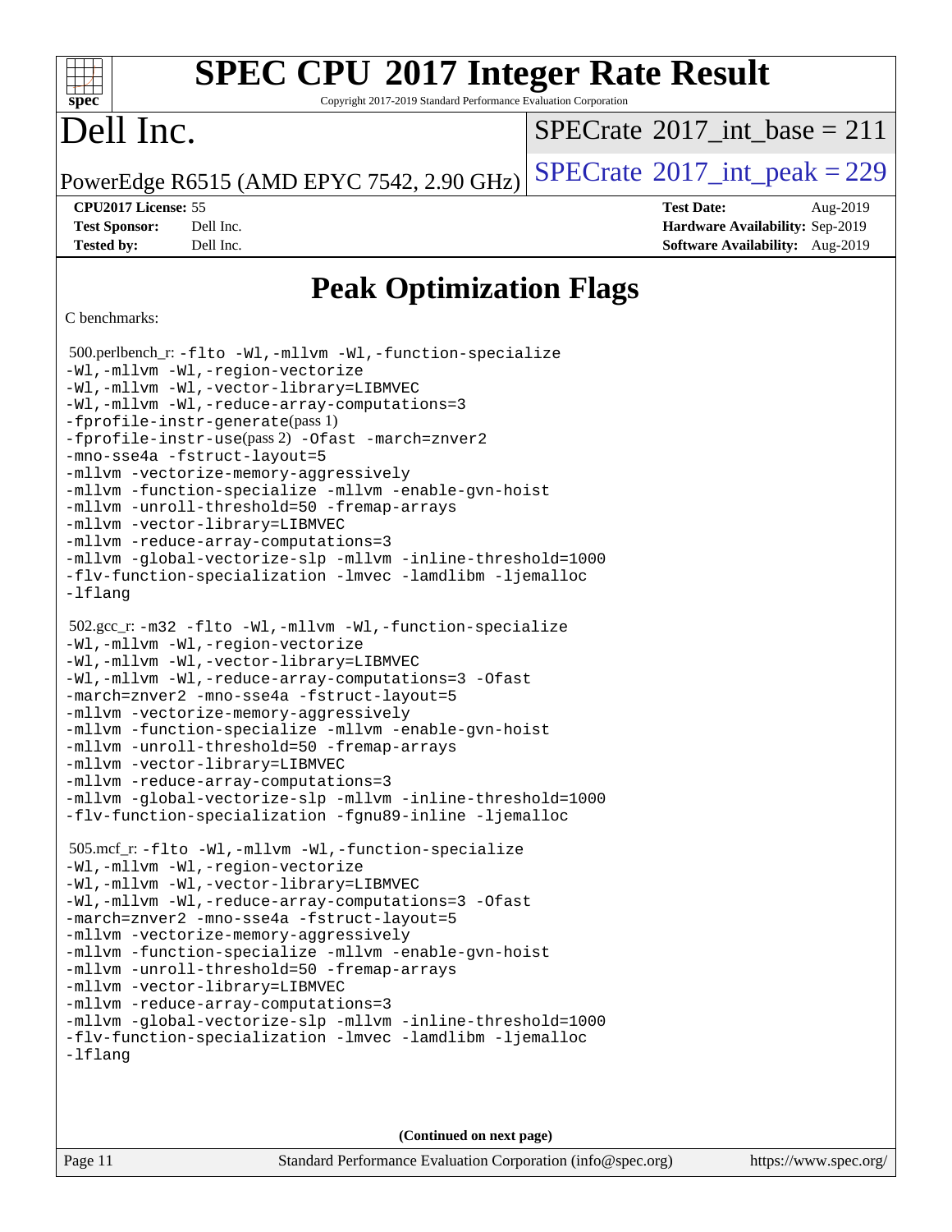# Peak Optimization Flags

C benchmarks:

500.perlbench_r: -flto -Wl,-mllvm -Wl,-function-specialize
-Wl,-mllvm -Wl,-region-vectorize
-Wl,-mllvm -Wl,-vector-library=LIBMVEC
-Wl,-mllvm -Wl,-reduce-array-computations=3
-fprofile-instr-generate(pass 1)
-fprofile-instr-use(pass 2) -Ofast -march=znver2
-mno-sse4a -fstruct-layout=5
-mllvm -vectorize-memory-aggressively
-mllvm -function-specialize -mllvm -enable-gvn-hoist
-mllvm -unroll-threshold=50 -fremap-arrays
-mllvm -vector-library=LIBMVEC
-mllvm -reduce-array-computations=3
-mllvm -global-vectorize-slp -mllvm -inline-threshold=1000
-flv-function-specialization -lmvec -lamdlibm -ljemalloc
-lflang

502.gcc_r: -m32 -flto -Wl,-mllvm -Wl,-function-specialize
-Wl,-mllvm -Wl,-region-vectorize
-Wl,-mllvm -Wl,-vector-library=LIBMVEC
-Wl,-mllvm -Wl,-reduce-array-computations=3 -Ofast
-march=znver2 -mno-sse4a -fstruct-layout=5
-mllvm -vectorize-memory-aggressively
-mllvm -function-specialize -mllvm -enable-gvn-hoist
-mllvm -unroll-threshold=50 -fremap-arrays
-mllvm -vector-library=LIBMVEC
-mllvm -reduce-array-computations=3
-mllvm -global-vectorize-slp -mllvm -inline-threshold=1000
-flv-function-specialization -fgnu89-inline -ljemalloc

505.mcf_r: -flto -Wl,-mllvm -Wl,-function-specialize
-Wl,-mllvm -Wl,-region-vectorize
-Wl,-mllvm -Wl,-vector-library=LIBMVEC
-Wl,-mllvm -Wl,-reduce-array-computations=3 -Ofast
-march=znver2 -mno-sse4a -fstruct-layout=5
-mllvm -vectorize-memory-aggressively
-mllvm -function-specialize -mllvm -enable-gvn-hoist
-mllvm -unroll-threshold=50 -fremap-arrays
-mllvm -vector-library=LIBMVEC
-mllvm -reduce-array-computations=3
-mllvm -global-vectorize-slp -mllvm -inline-threshold=1000
-flv-function-specialization -lmvec -lamdlibm -ljemalloc
-lflang

(Continued on next page)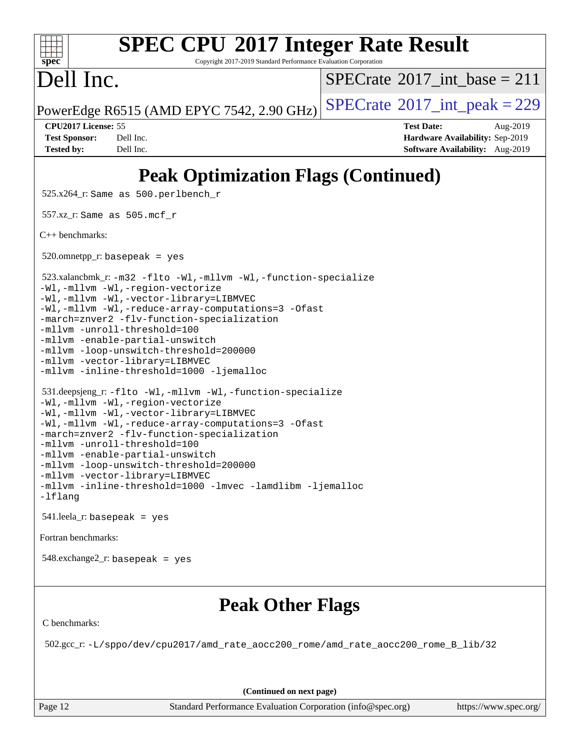# Peak Optimization Flags (Continued)

525.x264_r: `Same as 500.perlbench_r`

557.xz_r: `Same as 505.mcf_r`

C++ benchmarks:

520.omnetpp_r: `basepeak = yes`

523.xalancbmk_r:
```
-m32 -flto -Wl,-mllvm -Wl,-function-specialize
-Wl,-mllvm -Wl,-region-vectorize
-Wl,-mllvm -Wl,-vector-library=LIBMVEC
-Wl,-mllvm -Wl,-reduce-array-computations=3 -Ofast
-march=znver2 -flv-function-specialization
-mllvm -unroll-threshold=100
-mllvm -enable-partial-unswitch
-mllvm -loop-unswitch-threshold=200000
-mllvm -vector-library=LIBMVEC
-mllvm -inline-threshold=1000 -ljemalloc
```

531.deepsjeng_r:
```
-flto -Wl,-mllvm -Wl,-function-specialize
-Wl,-mllvm -Wl,-region-vectorize
-Wl,-mllvm -Wl,-vector-library=LIBMVEC
-Wl,-mllvm -Wl,-reduce-array-computations=3 -Ofast
-march=znver2 -flv-function-specialization
-mllvm -unroll-threshold=100
-mllvm -enable-partial-unswitch
-mllvm -loop-unswitch-threshold=200000
-mllvm -vector-library=LIBMVEC
-mllvm -inline-threshold=1000 -lmvec -lamdlibm -ljemalloc
-lflang
```

541.leela_r: `basepeak = yes`

Fortran benchmarks:

548.exchange2_r: `basepeak = yes`

# Peak Other Flags

C benchmarks:

502.gcc_r: `-L/sppo/dev/cpu2017/amd_rate_aocc200_rome/amd_rate_aocc200_rome_B_lib/32`

**(Continued on next page)**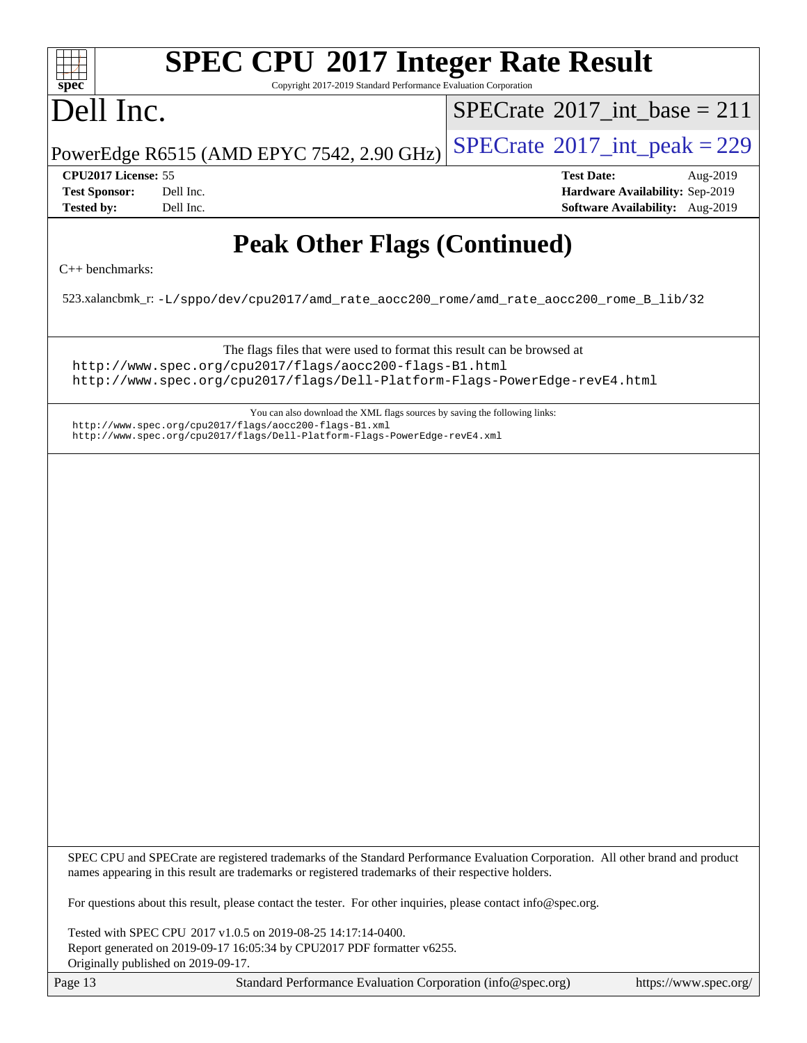# Peak Other Flags (Continued)

C++ benchmarks:

523.xalancbmk_r: -L/sppo/dev/cpu2017/amd_rate_aocc200_rome/amd_rate_aocc200_rome_B_lib/32

The flags files that were used to format this result can be browsed at
http://www.spec.org/cpu2017/flags/aocc200-flags-B1.html
http://www.spec.org/cpu2017/flags/Dell-Platform-Flags-PowerEdge-revE4.html

You can also download the XML flags sources by saving the following links:
http://www.spec.org/cpu2017/flags/aocc200-flags-B1.xml
http://www.spec.org/cpu2017/flags/Dell-Platform-Flags-PowerEdge-revE4.xml

SPEC CPU and SPECrate are registered trademarks of the Standard Performance Evaluation Corporation. All other brand and product names appearing in this result are trademarks or registered trademarks of their respective holders.

For questions about this result, please contact the tester. For other inquiries, please contact info@spec.org.

Tested with SPEC CPU 2017 v1.0.5 on 2019-08-25 14:17:14-0400.
Report generated on 2019-09-17 16:05:34 by CPU2017 PDF formatter v6255.
Originally published on 2019-09-17.